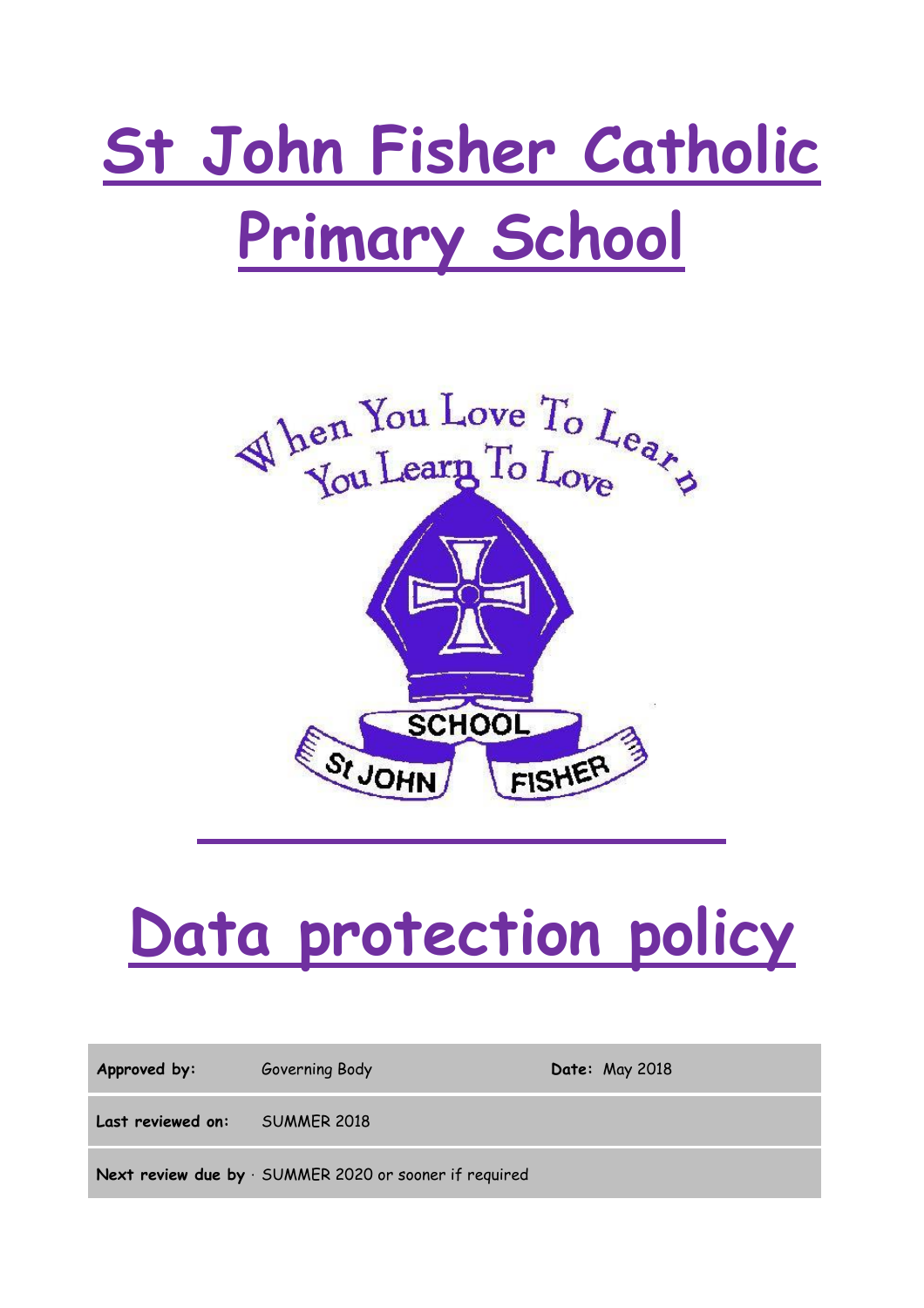# St John Fisher Catholic Primary School

# Data protection policy

| Approved by: | Governing Body | Date: May 2018 |
|---|---|---|
| Last reviewed on: | SUMMER 2018 | |
| Next review due by | SUMMER 2020 or sooner if required | |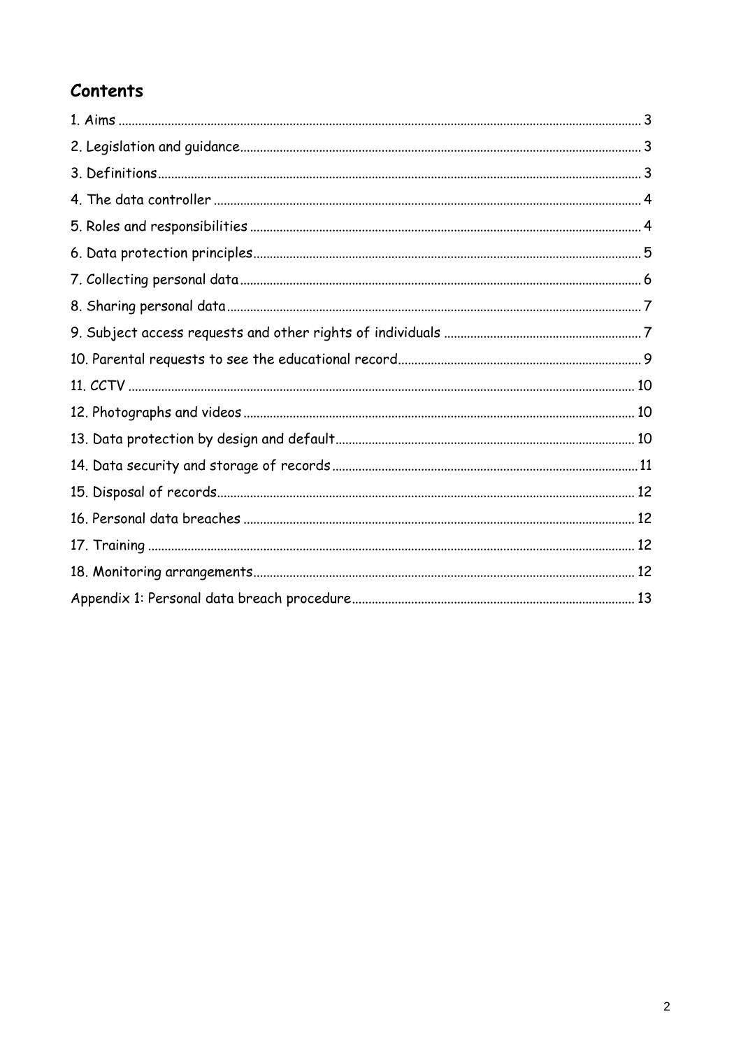## Contents

1. Aims ..... 3
2. Legislation and guidance ..... 3
3. Definitions ..... 3
4. The data controller ..... 4
5. Roles and responsibilities ..... 4
6. Data protection principles ..... 5
7. Collecting personal data ..... 6
8. Sharing personal data ..... 7
9. Subject access requests and other rights of individuals ..... 7
10. Parental requests to see the educational record ..... 9
11. CCTV ..... 10
12. Photographs and videos ..... 10
13. Data protection by design and default ..... 10
14. Data security and storage of records ..... 11
15. Disposal of records ..... 12
16. Personal data breaches ..... 12
17. Training ..... 12
18. Monitoring arrangements ..... 12

Appendix 1: Personal data breach procedure ..... 13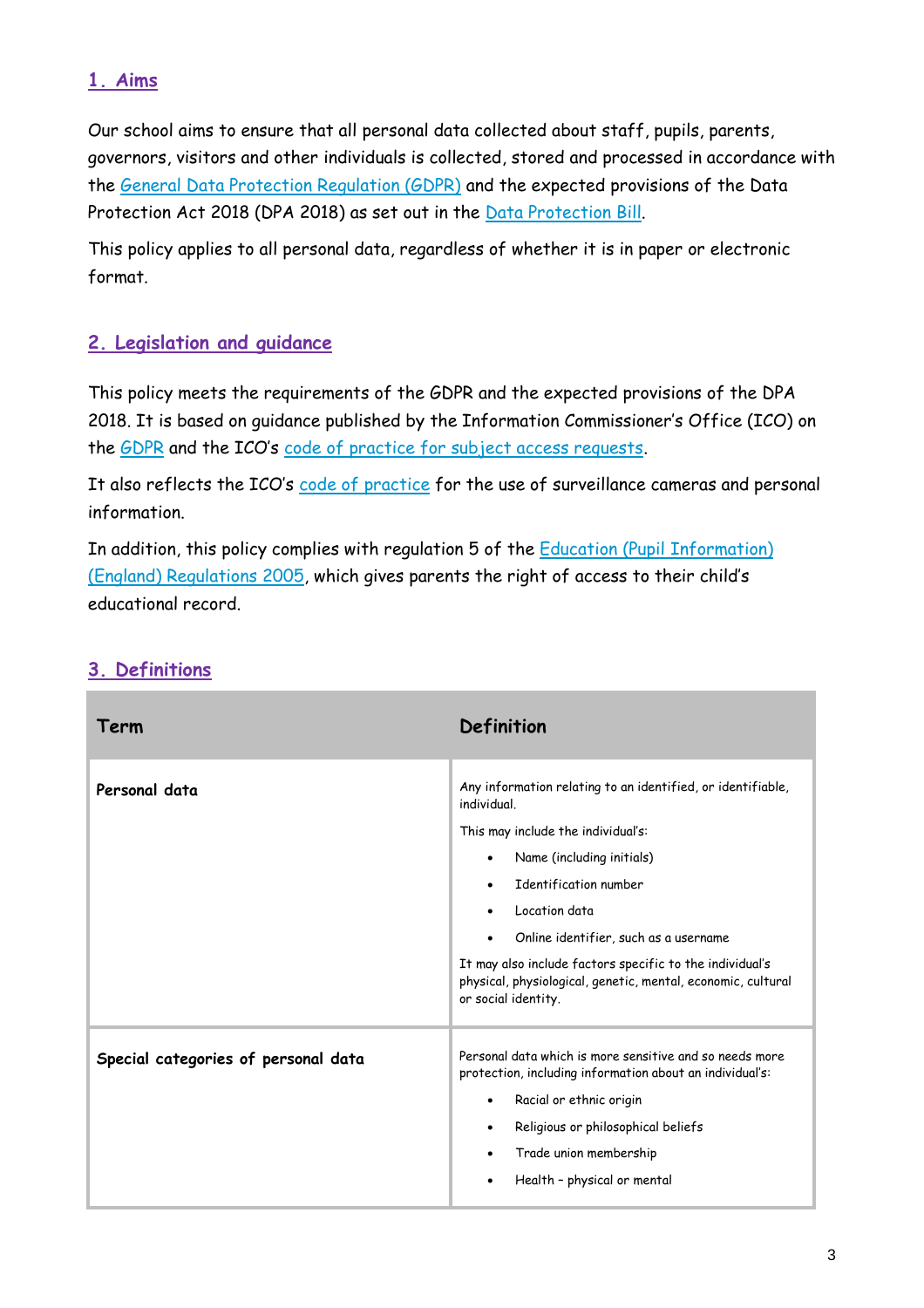## 1. Aims

Our school aims to ensure that all personal data collected about staff, pupils, parents, governors, visitors and other individuals is collected, stored and processed in accordance with the General Data Protection Regulation (GDPR) and the expected provisions of the Data Protection Act 2018 (DPA 2018) as set out in the Data Protection Bill.

This policy applies to all personal data, regardless of whether it is in paper or electronic format.

## 2. Legislation and guidance

This policy meets the requirements of the GDPR and the expected provisions of the DPA 2018. It is based on guidance published by the Information Commissioner's Office (ICO) on the GDPR and the ICO's code of practice for subject access requests.

It also reflects the ICO's code of practice for the use of surveillance cameras and personal information.

In addition, this policy complies with regulation 5 of the Education (Pupil Information) (England) Regulations 2005, which gives parents the right of access to their child's educational record.

## 3. Definitions

| Term | Definition |
|---|---|
| **Personal data** | Any information relating to an identified, or identifiable, individual.<br>This may include the individual's:<br>• Name (including initials)<br>• Identification number<br>• Location data<br>• Online identifier, such as a username<br>It may also include factors specific to the individual's physical, physiological, genetic, mental, economic, cultural or social identity. |
| **Special categories of personal data** | Personal data which is more sensitive and so needs more protection, including information about an individual's:<br>• Racial or ethnic origin<br>• Religious or philosophical beliefs<br>• Trade union membership<br>• Health – physical or mental |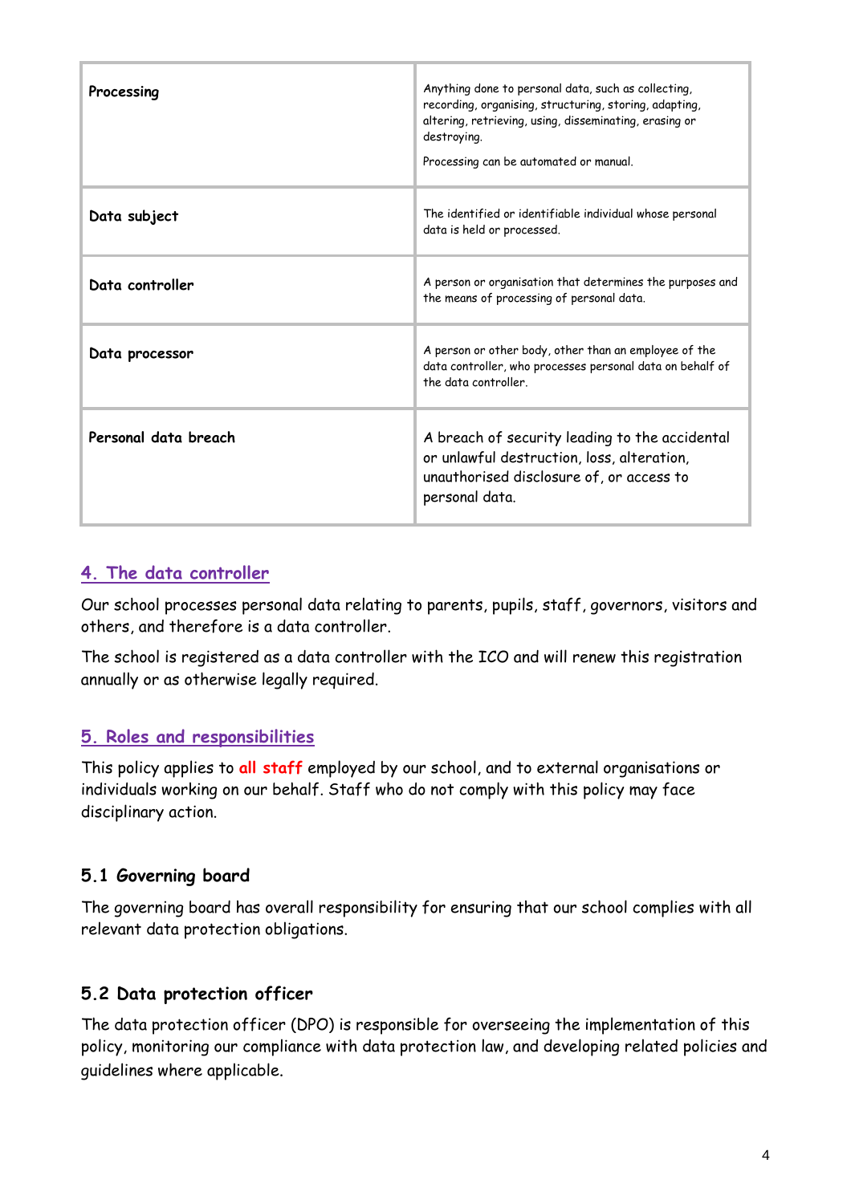| | |
|---|---|
| **Processing** | Anything done to personal data, such as collecting, recording, organising, structuring, storing, adapting, altering, retrieving, using, disseminating, erasing or destroying.<br><br>Processing can be automated or manual. |
| **Data subject** | The identified or identifiable individual whose personal data is held or processed. |
| **Data controller** | A person or organisation that determines the purposes and the means of processing of personal data. |
| **Data processor** | A person or other body, other than an employee of the data controller, who processes personal data on behalf of the data controller. |
| **Personal data breach** | A breach of security leading to the accidental or unlawful destruction, loss, alteration, unauthorised disclosure of, or access to personal data. |

## 4. The data controller

Our school processes personal data relating to parents, pupils, staff, governors, visitors and others, and therefore is a data controller.

The school is registered as a data controller with the ICO and will renew this registration annually or as otherwise legally required.

## 5. Roles and responsibilities

This policy applies to **all staff** employed by our school, and to external organisations or individuals working on our behalf. Staff who do not comply with this policy may face disciplinary action.

### 5.1 Governing board

The governing board has overall responsibility for ensuring that our school complies with all relevant data protection obligations.

### 5.2 Data protection officer

The data protection officer (DPO) is responsible for overseeing the implementation of this policy, monitoring our compliance with data protection law, and developing related policies and guidelines where applicable.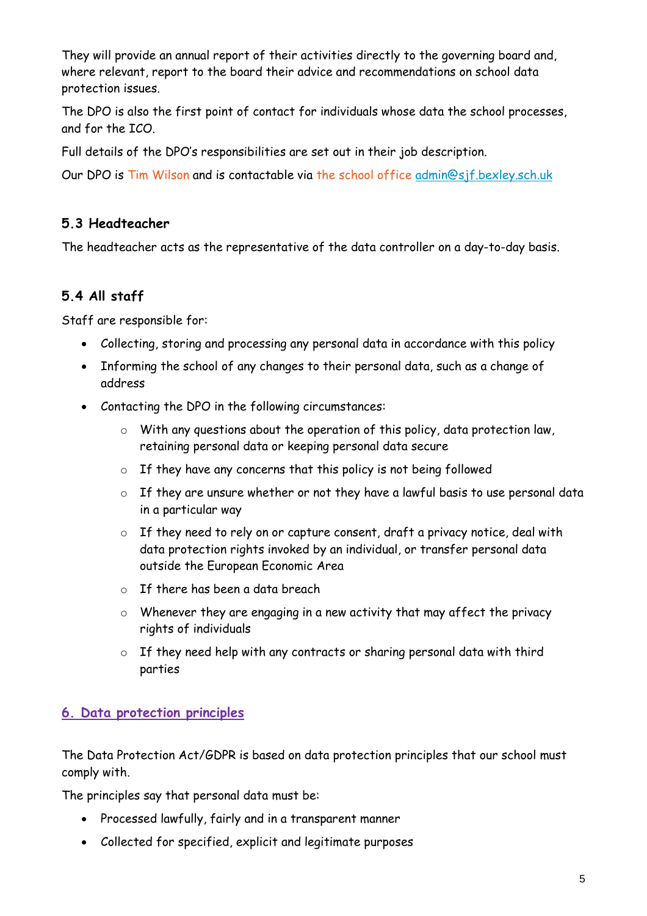They will provide an annual report of their activities directly to the governing board and, where relevant, report to the board their advice and recommendations on school data protection issues.

The DPO is also the first point of contact for individuals whose data the school processes, and for the ICO.

Full details of the DPO's responsibilities are set out in their job description.

Our DPO is Tim Wilson and is contactable via the school office admin@sjf.bexley.sch.uk

### 5.3 Headteacher

The headteacher acts as the representative of the data controller on a day-to-day basis.

### 5.4 All staff

Staff are responsible for:

- Collecting, storing and processing any personal data in accordance with this policy
- Informing the school of any changes to their personal data, such as a change of address
- Contacting the DPO in the following circumstances:
  - With any questions about the operation of this policy, data protection law, retaining personal data or keeping personal data secure
  - If they have any concerns that this policy is not being followed
  - If they are unsure whether or not they have a lawful basis to use personal data in a particular way
  - If they need to rely on or capture consent, draft a privacy notice, deal with data protection rights invoked by an individual, or transfer personal data outside the European Economic Area
  - If there has been a data breach
  - Whenever they are engaging in a new activity that may affect the privacy rights of individuals
  - If they need help with any contracts or sharing personal data with third parties

## 6. Data protection principles

The Data Protection Act/GDPR is based on data protection principles that our school must comply with.

The principles say that personal data must be:

- Processed lawfully, fairly and in a transparent manner
- Collected for specified, explicit and legitimate purposes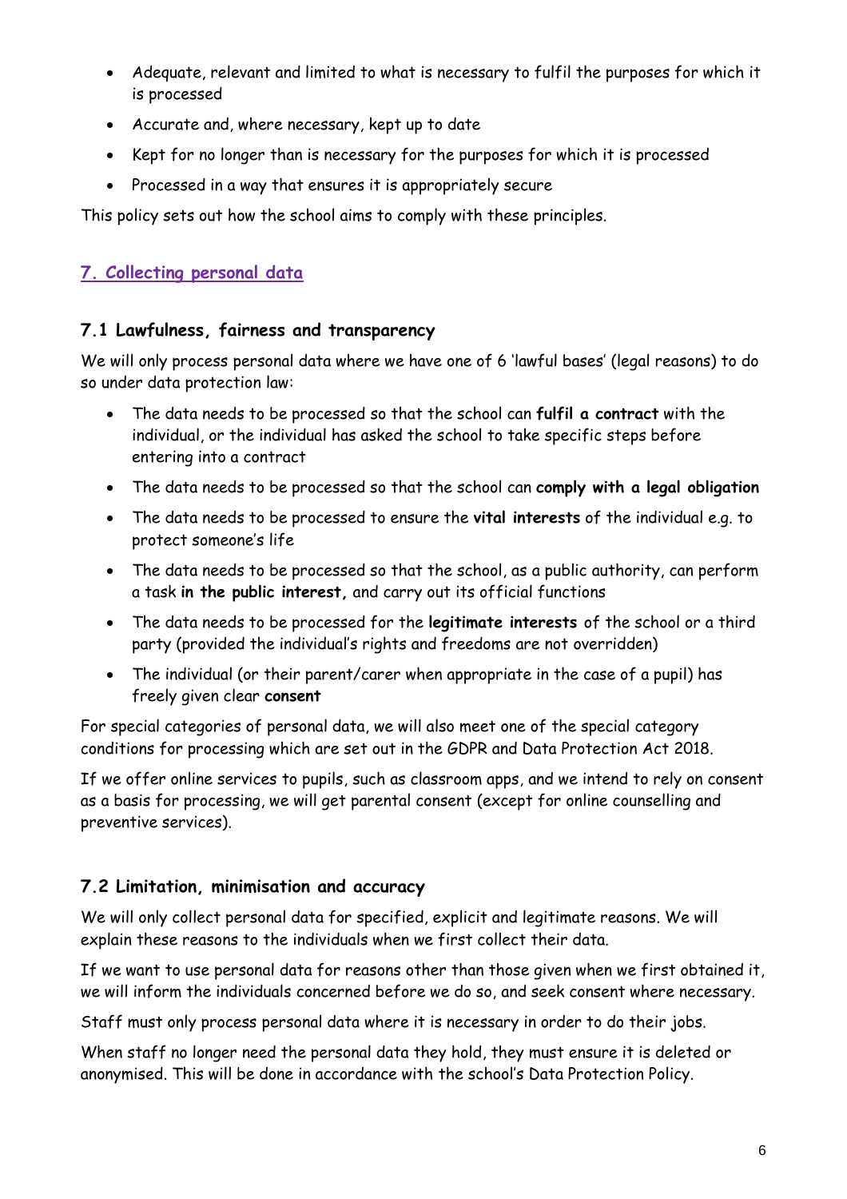- Adequate, relevant and limited to what is necessary to fulfil the purposes for which it is processed
- Accurate and, where necessary, kept up to date
- Kept for no longer than is necessary for the purposes for which it is processed
- Processed in a way that ensures it is appropriately secure

This policy sets out how the school aims to comply with these principles.

## 7. Collecting personal data

### 7.1 Lawfulness, fairness and transparency

We will only process personal data where we have one of 6 'lawful bases' (legal reasons) to do so under data protection law:

- The data needs to be processed so that the school can **fulfil a contract** with the individual, or the individual has asked the school to take specific steps before entering into a contract
- The data needs to be processed so that the school can **comply with a legal obligation**
- The data needs to be processed to ensure the **vital interests** of the individual e.g. to protect someone's life
- The data needs to be processed so that the school, as a public authority, can perform a task **in the public interest,** and carry out its official functions
- The data needs to be processed for the **legitimate interests** of the school or a third party (provided the individual's rights and freedoms are not overridden)
- The individual (or their parent/carer when appropriate in the case of a pupil) has freely given clear **consent**

For special categories of personal data, we will also meet one of the special category conditions for processing which are set out in the GDPR and Data Protection Act 2018.

If we offer online services to pupils, such as classroom apps, and we intend to rely on consent as a basis for processing, we will get parental consent (except for online counselling and preventive services).

### 7.2 Limitation, minimisation and accuracy

We will only collect personal data for specified, explicit and legitimate reasons. We will explain these reasons to the individuals when we first collect their data.

If we want to use personal data for reasons other than those given when we first obtained it, we will inform the individuals concerned before we do so, and seek consent where necessary.

Staff must only process personal data where it is necessary in order to do their jobs.

When staff no longer need the personal data they hold, they must ensure it is deleted or anonymised. This will be done in accordance with the school's Data Protection Policy.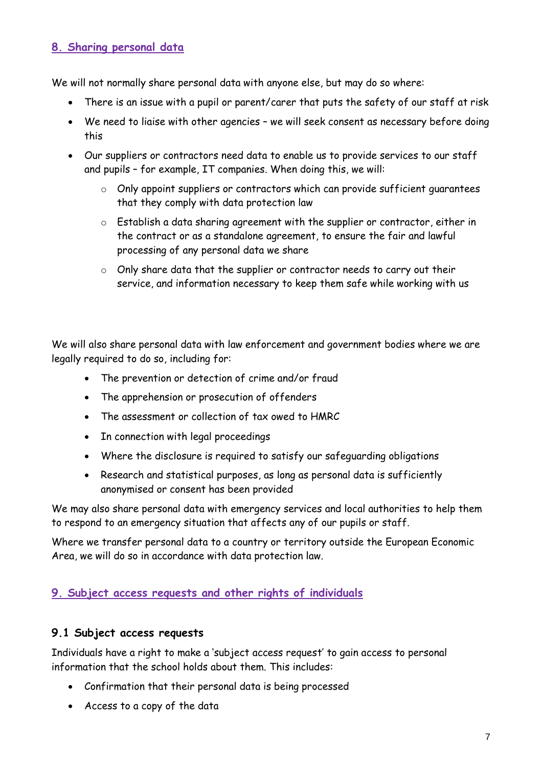## 8. Sharing personal data

We will not normally share personal data with anyone else, but may do so where:

- There is an issue with a pupil or parent/carer that puts the safety of our staff at risk
- We need to liaise with other agencies – we will seek consent as necessary before doing this
- Our suppliers or contractors need data to enable us to provide services to our staff and pupils – for example, IT companies. When doing this, we will:
    - Only appoint suppliers or contractors which can provide sufficient guarantees that they comply with data protection law
    - Establish a data sharing agreement with the supplier or contractor, either in the contract or as a standalone agreement, to ensure the fair and lawful processing of any personal data we share
    - Only share data that the supplier or contractor needs to carry out their service, and information necessary to keep them safe while working with us

We will also share personal data with law enforcement and government bodies where we are legally required to do so, including for:

- The prevention or detection of crime and/or fraud
- The apprehension or prosecution of offenders
- The assessment or collection of tax owed to HMRC
- In connection with legal proceedings
- Where the disclosure is required to satisfy our safeguarding obligations
- Research and statistical purposes, as long as personal data is sufficiently anonymised or consent has been provided

We may also share personal data with emergency services and local authorities to help them to respond to an emergency situation that affects any of our pupils or staff.

Where we transfer personal data to a country or territory outside the European Economic Area, we will do so in accordance with data protection law.

## 9. Subject access requests and other rights of individuals

### 9.1 Subject access requests

Individuals have a right to make a 'subject access request' to gain access to personal information that the school holds about them. This includes:

- Confirmation that their personal data is being processed
- Access to a copy of the data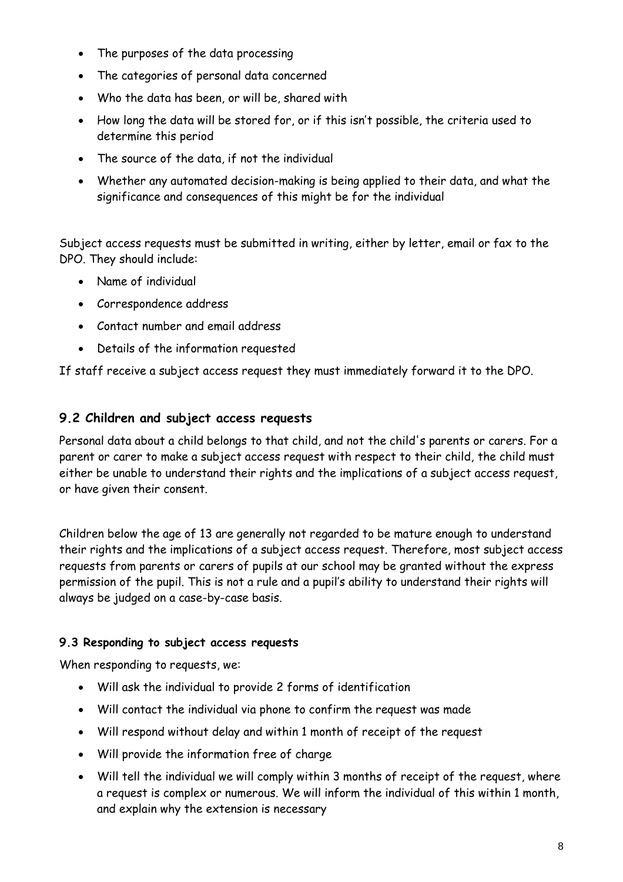- The purposes of the data processing
- The categories of personal data concerned
- Who the data has been, or will be, shared with
- How long the data will be stored for, or if this isn't possible, the criteria used to determine this period
- The source of the data, if not the individual
- Whether any automated decision-making is being applied to their data, and what the significance and consequences of this might be for the individual

Subject access requests must be submitted in writing, either by letter, email or fax to the DPO. They should include:

- Name of individual
- Correspondence address
- Contact number and email address
- Details of the information requested

If staff receive a subject access request they must immediately forward it to the DPO.

## 9.2 Children and subject access requests

Personal data about a child belongs to that child, and not the child's parents or carers. For a parent or carer to make a subject access request with respect to their child, the child must either be unable to understand their rights and the implications of a subject access request, or have given their consent.

Children below the age of 13 are generally not regarded to be mature enough to understand their rights and the implications of a subject access request. Therefore, most subject access requests from parents or carers of pupils at our school may be granted without the express permission of the pupil. This is not a rule and a pupil's ability to understand their rights will always be judged on a case-by-case basis.

### 9.3 Responding to subject access requests

When responding to requests, we:

- Will ask the individual to provide 2 forms of identification
- Will contact the individual via phone to confirm the request was made
- Will respond without delay and within 1 month of receipt of the request
- Will provide the information free of charge
- Will tell the individual we will comply within 3 months of receipt of the request, where a request is complex or numerous. We will inform the individual of this within 1 month, and explain why the extension is necessary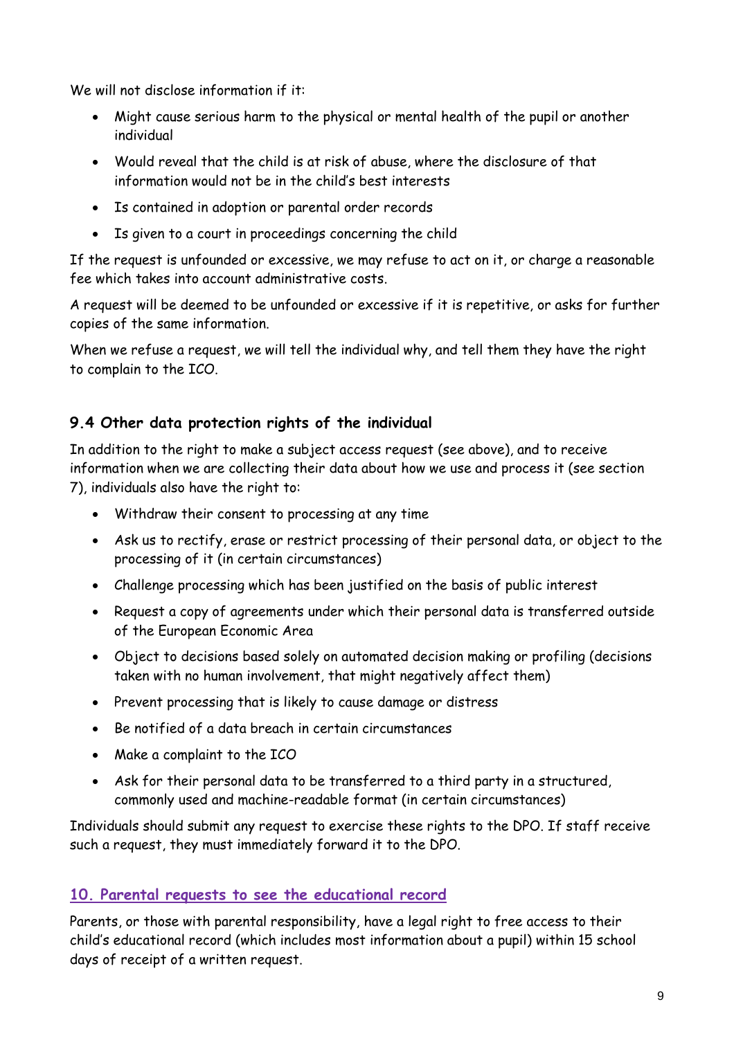We will not disclose information if it:

- Might cause serious harm to the physical or mental health of the pupil or another individual
- Would reveal that the child is at risk of abuse, where the disclosure of that information would not be in the child's best interests
- Is contained in adoption or parental order records
- Is given to a court in proceedings concerning the child

If the request is unfounded or excessive, we may refuse to act on it, or charge a reasonable fee which takes into account administrative costs.

A request will be deemed to be unfounded or excessive if it is repetitive, or asks for further copies of the same information.

When we refuse a request, we will tell the individual why, and tell them they have the right to complain to the ICO.

### 9.4 Other data protection rights of the individual

In addition to the right to make a subject access request (see above), and to receive information when we are collecting their data about how we use and process it (see section 7), individuals also have the right to:

- Withdraw their consent to processing at any time
- Ask us to rectify, erase or restrict processing of their personal data, or object to the processing of it (in certain circumstances)
- Challenge processing which has been justified on the basis of public interest
- Request a copy of agreements under which their personal data is transferred outside of the European Economic Area
- Object to decisions based solely on automated decision making or profiling (decisions taken with no human involvement, that might negatively affect them)
- Prevent processing that is likely to cause damage or distress
- Be notified of a data breach in certain circumstances
- Make a complaint to the ICO
- Ask for their personal data to be transferred to a third party in a structured, commonly used and machine-readable format (in certain circumstances)

Individuals should submit any request to exercise these rights to the DPO. If staff receive such a request, they must immediately forward it to the DPO.

## 10. Parental requests to see the educational record

Parents, or those with parental responsibility, have a legal right to free access to their child's educational record (which includes most information about a pupil) within 15 school days of receipt of a written request.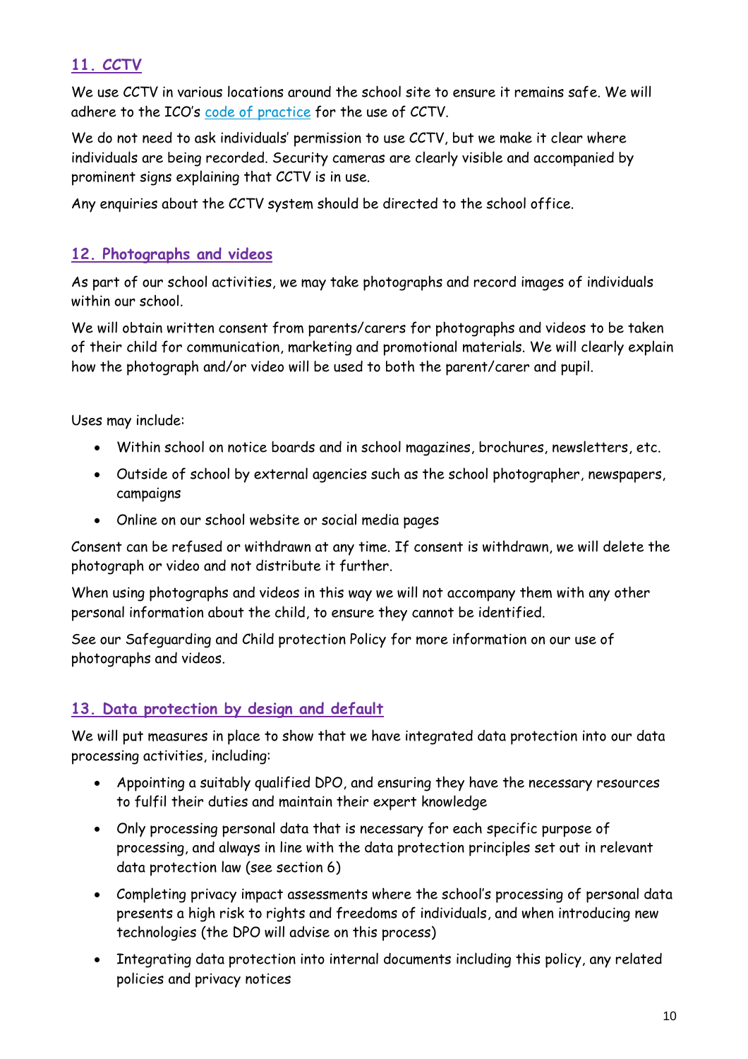## 11. CCTV

We use CCTV in various locations around the school site to ensure it remains safe. We will adhere to the ICO's code of practice for the use of CCTV.

We do not need to ask individuals' permission to use CCTV, but we make it clear where individuals are being recorded. Security cameras are clearly visible and accompanied by prominent signs explaining that CCTV is in use.

Any enquiries about the CCTV system should be directed to the school office.

## 12. Photographs and videos

As part of our school activities, we may take photographs and record images of individuals within our school.

We will obtain written consent from parents/carers for photographs and videos to be taken of their child for communication, marketing and promotional materials. We will clearly explain how the photograph and/or video will be used to both the parent/carer and pupil.

Uses may include:

- Within school on notice boards and in school magazines, brochures, newsletters, etc.
- Outside of school by external agencies such as the school photographer, newspapers, campaigns
- Online on our school website or social media pages

Consent can be refused or withdrawn at any time. If consent is withdrawn, we will delete the photograph or video and not distribute it further.

When using photographs and videos in this way we will not accompany them with any other personal information about the child, to ensure they cannot be identified.

See our Safeguarding and Child protection Policy for more information on our use of photographs and videos.

## 13. Data protection by design and default

We will put measures in place to show that we have integrated data protection into our data processing activities, including:

- Appointing a suitably qualified DPO, and ensuring they have the necessary resources to fulfil their duties and maintain their expert knowledge
- Only processing personal data that is necessary for each specific purpose of processing, and always in line with the data protection principles set out in relevant data protection law (see section 6)
- Completing privacy impact assessments where the school's processing of personal data presents a high risk to rights and freedoms of individuals, and when introducing new technologies (the DPO will advise on this process)
- Integrating data protection into internal documents including this policy, any related policies and privacy notices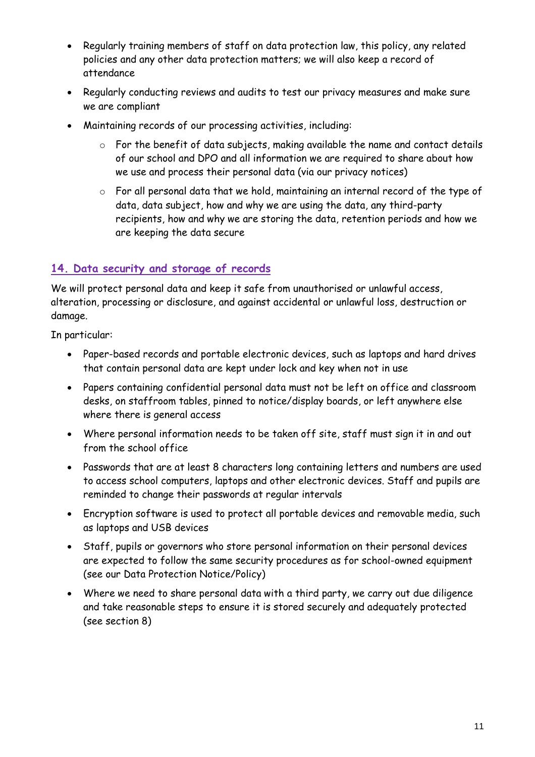- Regularly training members of staff on data protection law, this policy, any related policies and any other data protection matters; we will also keep a record of attendance
- Regularly conducting reviews and audits to test our privacy measures and make sure we are compliant
- Maintaining records of our processing activities, including:
    - For the benefit of data subjects, making available the name and contact details of our school and DPO and all information we are required to share about how we use and process their personal data (via our privacy notices)
    - For all personal data that we hold, maintaining an internal record of the type of data, data subject, how and why we are using the data, any third-party recipients, how and why we are storing the data, retention periods and how we are keeping the data secure

## 14. Data security and storage of records

We will protect personal data and keep it safe from unauthorised or unlawful access, alteration, processing or disclosure, and against accidental or unlawful loss, destruction or damage.

In particular:

- Paper-based records and portable electronic devices, such as laptops and hard drives that contain personal data are kept under lock and key when not in use
- Papers containing confidential personal data must not be left on office and classroom desks, on staffroom tables, pinned to notice/display boards, or left anywhere else where there is general access
- Where personal information needs to be taken off site, staff must sign it in and out from the school office
- Passwords that are at least 8 characters long containing letters and numbers are used to access school computers, laptops and other electronic devices. Staff and pupils are reminded to change their passwords at regular intervals
- Encryption software is used to protect all portable devices and removable media, such as laptops and USB devices
- Staff, pupils or governors who store personal information on their personal devices are expected to follow the same security procedures as for school-owned equipment (see our Data Protection Notice/Policy)
- Where we need to share personal data with a third party, we carry out due diligence and take reasonable steps to ensure it is stored securely and adequately protected (see section 8)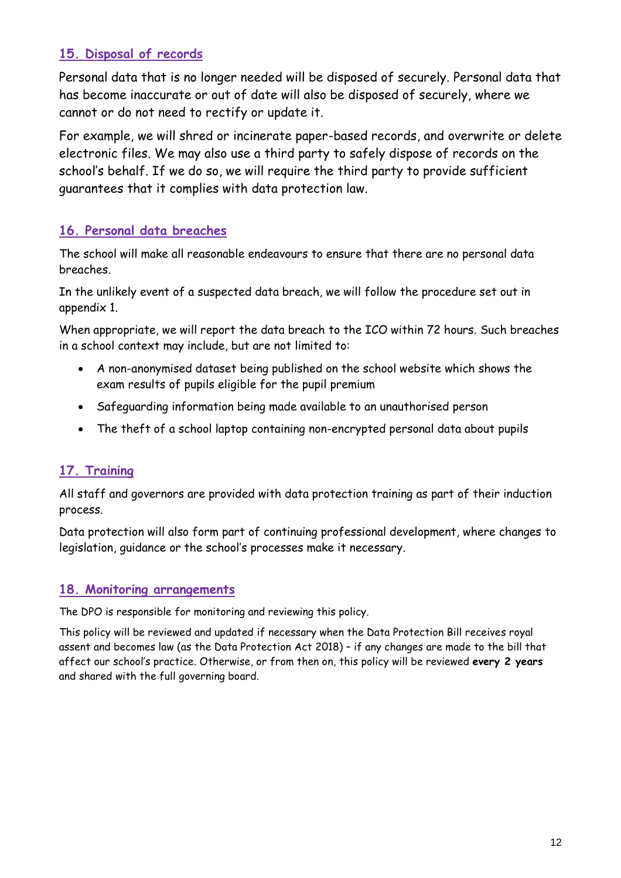## 15. Disposal of records

Personal data that is no longer needed will be disposed of securely. Personal data that has become inaccurate or out of date will also be disposed of securely, where we cannot or do not need to rectify or update it.

For example, we will shred or incinerate paper-based records, and overwrite or delete electronic files. We may also use a third party to safely dispose of records on the school's behalf. If we do so, we will require the third party to provide sufficient guarantees that it complies with data protection law.

## 16. Personal data breaches

The school will make all reasonable endeavours to ensure that there are no personal data breaches.

In the unlikely event of a suspected data breach, we will follow the procedure set out in appendix 1.

When appropriate, we will report the data breach to the ICO within 72 hours. Such breaches in a school context may include, but are not limited to:

- A non-anonymised dataset being published on the school website which shows the exam results of pupils eligible for the pupil premium
- Safeguarding information being made available to an unauthorised person
- The theft of a school laptop containing non-encrypted personal data about pupils

## 17. Training

All staff and governors are provided with data protection training as part of their induction process.

Data protection will also form part of continuing professional development, where changes to legislation, guidance or the school's processes make it necessary.

## 18. Monitoring arrangements

The DPO is responsible for monitoring and reviewing this policy.

This policy will be reviewed and updated if necessary when the Data Protection Bill receives royal assent and becomes law (as the Data Protection Act 2018) – if any changes are made to the bill that affect our school's practice. Otherwise, or from then on, this policy will be reviewed **every 2 years** and shared with the full governing board.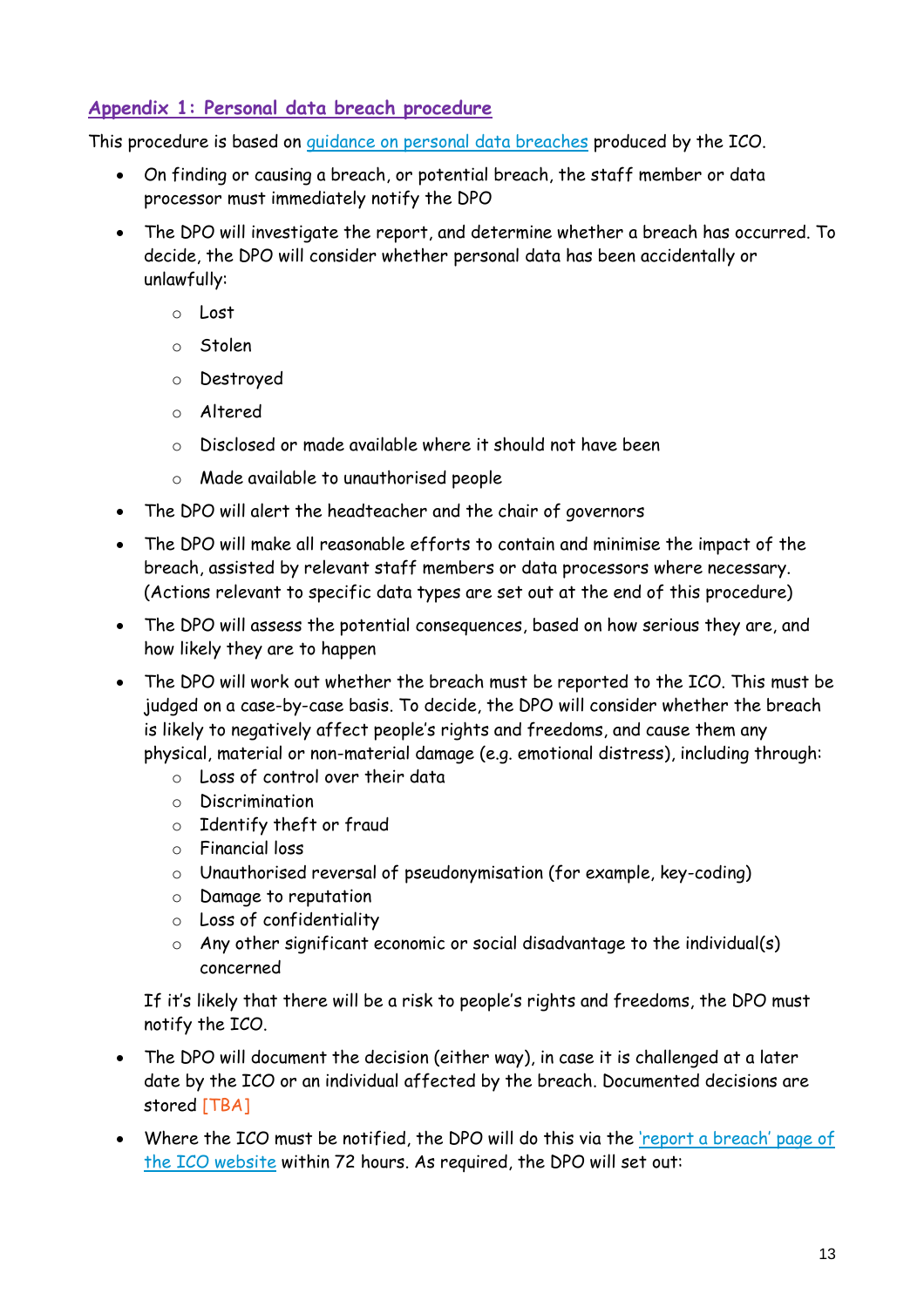## Appendix 1: Personal data breach procedure

This procedure is based on guidance on personal data breaches produced by the ICO.

- On finding or causing a breach, or potential breach, the staff member or data processor must immediately notify the DPO
- The DPO will investigate the report, and determine whether a breach has occurred. To decide, the DPO will consider whether personal data has been accidentally or unlawfully:
    - Lost
    - Stolen
    - Destroyed
    - Altered
    - Disclosed or made available where it should not have been
    - Made available to unauthorised people
- The DPO will alert the headteacher and the chair of governors
- The DPO will make all reasonable efforts to contain and minimise the impact of the breach, assisted by relevant staff members or data processors where necessary. (Actions relevant to specific data types are set out at the end of this procedure)
- The DPO will assess the potential consequences, based on how serious they are, and how likely they are to happen
- The DPO will work out whether the breach must be reported to the ICO. This must be judged on a case-by-case basis. To decide, the DPO will consider whether the breach is likely to negatively affect people's rights and freedoms, and cause them any physical, material or non-material damage (e.g. emotional distress), including through:
    - Loss of control over their data
    - Discrimination
    - Identify theft or fraud
    - Financial loss
    - Unauthorised reversal of pseudonymisation (for example, key-coding)
    - Damage to reputation
    - Loss of confidentiality
    - Any other significant economic or social disadvantage to the individual(s) concerned

  If it's likely that there will be a risk to people's rights and freedoms, the DPO must notify the ICO.
- The DPO will document the decision (either way), in case it is challenged at a later date by the ICO or an individual affected by the breach. Documented decisions are stored [TBA]
- Where the ICO must be notified, the DPO will do this via the 'report a breach' page of the ICO website within 72 hours. As required, the DPO will set out: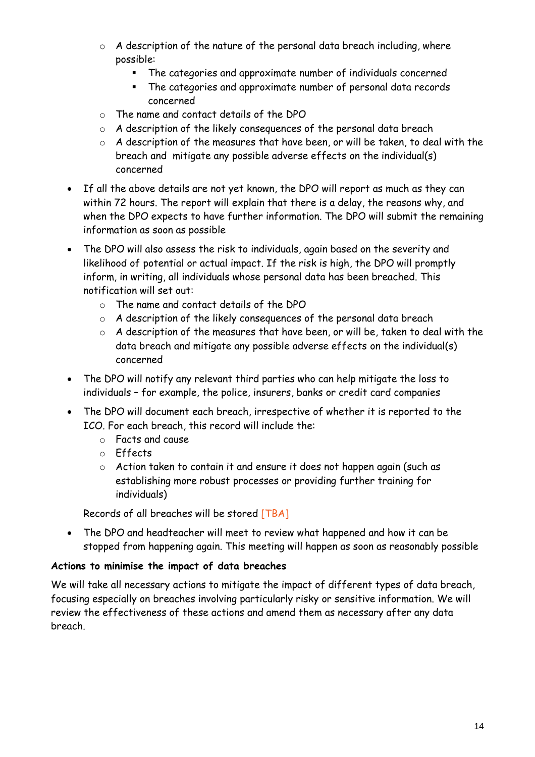- A description of the nature of the personal data breach including, where possible:
    - The categories and approximate number of individuals concerned
    - The categories and approximate number of personal data records concerned
  - The name and contact details of the DPO
  - A description of the likely consequences of the personal data breach
  - A description of the measures that have been, or will be taken, to deal with the breach and mitigate any possible adverse effects on the individual(s) concerned

- If all the above details are not yet known, the DPO will report as much as they can within 72 hours. The report will explain that there is a delay, the reasons why, and when the DPO expects to have further information. The DPO will submit the remaining information as soon as possible

- The DPO will also assess the risk to individuals, again based on the severity and likelihood of potential or actual impact. If the risk is high, the DPO will promptly inform, in writing, all individuals whose personal data has been breached. This notification will set out:
  - The name and contact details of the DPO
  - A description of the likely consequences of the personal data breach
  - A description of the measures that have been, or will be, taken to deal with the data breach and mitigate any possible adverse effects on the individual(s) concerned

- The DPO will notify any relevant third parties who can help mitigate the loss to individuals – for example, the police, insurers, banks or credit card companies

- The DPO will document each breach, irrespective of whether it is reported to the ICO. For each breach, this record will include the:
  - Facts and cause
  - Effects
  - Action taken to contain it and ensure it does not happen again (such as establishing more robust processes or providing further training for individuals)

  Records of all breaches will be stored [TBA]

- The DPO and headteacher will meet to review what happened and how it can be stopped from happening again. This meeting will happen as soon as reasonably possible

**Actions to minimise the impact of data breaches**

We will take all necessary actions to mitigate the impact of different types of data breach, focusing especially on breaches involving particularly risky or sensitive information. We will review the effectiveness of these actions and amend them as necessary after any data breach.